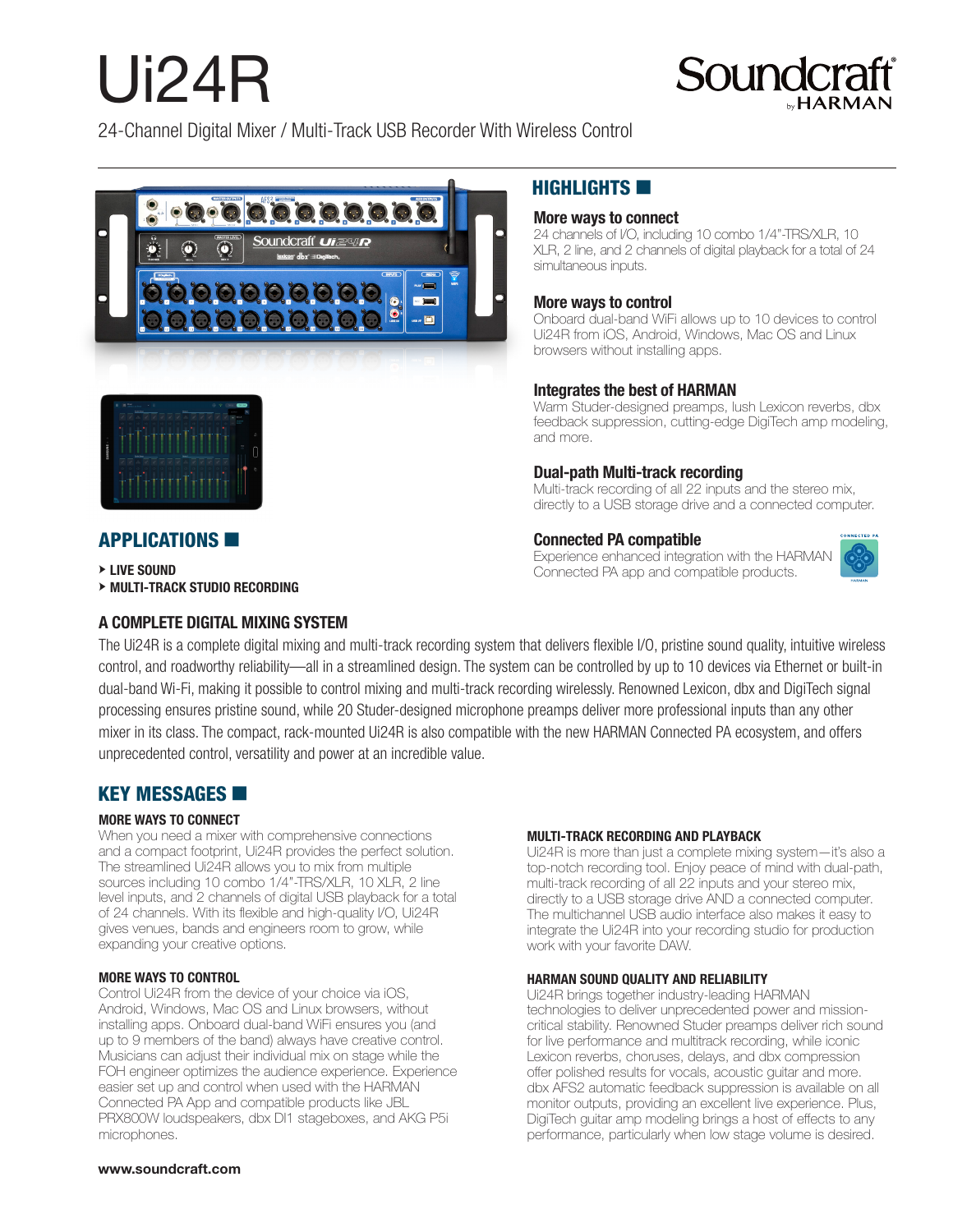# Ui24R

24-Channel Digital Mixer / Multi-Track USB Recorder With Wireless Control

## HIGHLIGHTS

**More ways to connect**
24 channels of I/O, including 10 combo 1/4"-TRS/XLR, 10 XLR, 2 line, and 2 channels of digital playback for a total of 24 simultaneous inputs.

**More ways to control**
Onboard dual-band WiFi allows up to 10 devices to control Ui24R from iOS, Android, Windows, Mac OS and Linux browsers without installing apps.

**Integrates the best of HARMAN**
Warm Studer-designed preamps, lush Lexicon reverbs, dbx feedback suppression, cutting-edge DigiTech amp modeling, and more.

**Dual-path Multi-track recording**
Multi-track recording of all 22 inputs and the stereo mix, directly to a USB storage drive and a connected computer.

**Connected PA compatible**
Experience enhanced integration with the HARMAN Connected PA app and compatible products.

## APPLICATIONS

- LIVE SOUND
- MULTI-TRACK STUDIO RECORDING

## A COMPLETE DIGITAL MIXING SYSTEM

The Ui24R is a complete digital mixing and multi-track recording system that delivers flexible I/O, pristine sound quality, intuitive wireless control, and roadworthy reliability—all in a streamlined design. The system can be controlled by up to 10 devices via Ethernet or built-in dual-band Wi-Fi, making it possible to control mixing and multi-track recording wirelessly. Renowned Lexicon, dbx and DigiTech signal processing ensures pristine sound, while 20 Studer-designed microphone preamps deliver more professional inputs than any other mixer in its class. The compact, rack-mounted Ui24R is also compatible with the new HARMAN Connected PA ecosystem, and offers unprecedented control, versatility and power at an incredible value.

## KEY MESSAGES

### MORE WAYS TO CONNECT

When you need a mixer with comprehensive connections and a compact footprint, Ui24R provides the perfect solution. The streamlined Ui24R allows you to mix from multiple sources including 10 combo 1/4"-TRS/XLR, 10 XLR, 2 line level inputs, and 2 channels of digital USB playback for a total of 24 channels. With its flexible and high-quality I/O, Ui24R gives venues, bands and engineers room to grow, while expanding your creative options.

### MORE WAYS TO CONTROL

Control Ui24R from the device of your choice via iOS, Android, Windows, Mac OS and Linux browsers, without installing apps. Onboard dual-band WiFi ensures you (and up to 9 members of the band) always have creative control. Musicians can adjust their individual mix on stage while the FOH engineer optimizes the audience experience. Experience easier set up and control when used with the HARMAN Connected PA App and compatible products like JBL PRX800W loudspeakers, dbx DI1 stageboxes, and AKG P5i microphones.

### MULTI-TRACK RECORDING AND PLAYBACK

Ui24R is more than just a complete mixing system—it's also a top-notch recording tool. Enjoy peace of mind with dual-path, multi-track recording of all 22 inputs and your stereo mix, directly to a USB storage drive AND a connected computer. The multichannel USB audio interface also makes it easy to integrate the Ui24R into your recording studio for production work with your favorite DAW.

### HARMAN SOUND QUALITY AND RELIABILITY

Ui24R brings together industry-leading HARMAN technologies to deliver unprecedented power and mission-critical stability. Renowned Studer preamps deliver rich sound for live performance and multitrack recording, while iconic Lexicon reverbs, choruses, delays, and dbx compression offer polished results for vocals, acoustic guitar and more. dbx AFS2 automatic feedback suppression is available on all monitor outputs, providing an excellent live experience. Plus, DigiTech guitar amp modeling brings a host of effects to any performance, particularly when low stage volume is desired.

**www.soundcraft.com**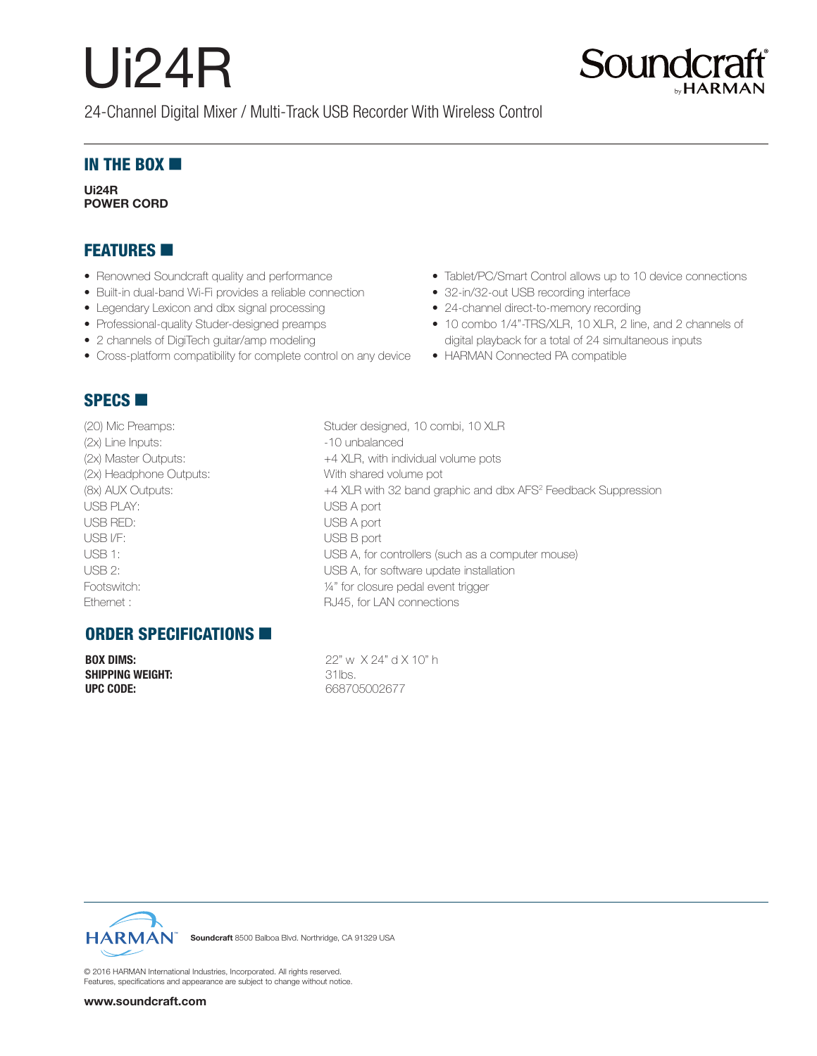# Ui24R

Soundcraft by HARMAN

24-Channel Digital Mixer / Multi-Track USB Recorder With Wireless Control

## IN THE BOX

**Ui24R**
**POWER CORD**

## FEATURES

- Renowned Soundcraft quality and performance
- Built-in dual-band Wi-Fi provides a reliable connection
- Legendary Lexicon and dbx signal processing
- Professional-quality Studer-designed preamps
- 2 channels of DigiTech guitar/amp modeling
- Cross-platform compatibility for complete control on any device
- Tablet/PC/Smart Control allows up to 10 device connections
- 32-in/32-out USB recording interface
- 24-channel direct-to-memory recording
- 10 combo 1/4"-TRS/XLR, 10 XLR, 2 line, and 2 channels of digital playback for a total of 24 simultaneous inputs
- HARMAN Connected PA compatible

## SPECS

| | |
|---|---|
| (20) Mic Preamps: | Studer designed, 10 combi, 10 XLR |
| (2x) Line Inputs: | -10 unbalanced |
| (2x) Master Outputs: | +4 XLR, with individual volume pots |
| (2x) Headphone Outputs: | With shared volume pot |
| (8x) AUX Outputs: | +4 XLR with 32 band graphic and dbx AFS² Feedback Suppression |
| USB PLAY: | USB A port |
| USB RED: | USB A port |
| USB I/F: | USB B port |
| USB 1: | USB A, for controllers (such as a computer mouse) |
| USB 2: | USB A, for software update installation |
| Footswitch: | ¼" for closure pedal event trigger |
| Ethernet : | RJ45, for LAN connections |

## ORDER SPECIFICATIONS

| | |
|---|---|
| **BOX DIMS:** | 22" w X 24" d X 10" h |
| **SHIPPING WEIGHT:** | 31lbs. |
| **UPC CODE:** | 668705002677 |

HARMAN **Soundcraft** 8500 Balboa Blvd. Northridge, CA 91329 USA

© 2016 HARMAN International Industries, Incorporated. All rights reserved.
Features, specifications and appearance are subject to change without notice.

**www.soundcraft.com**